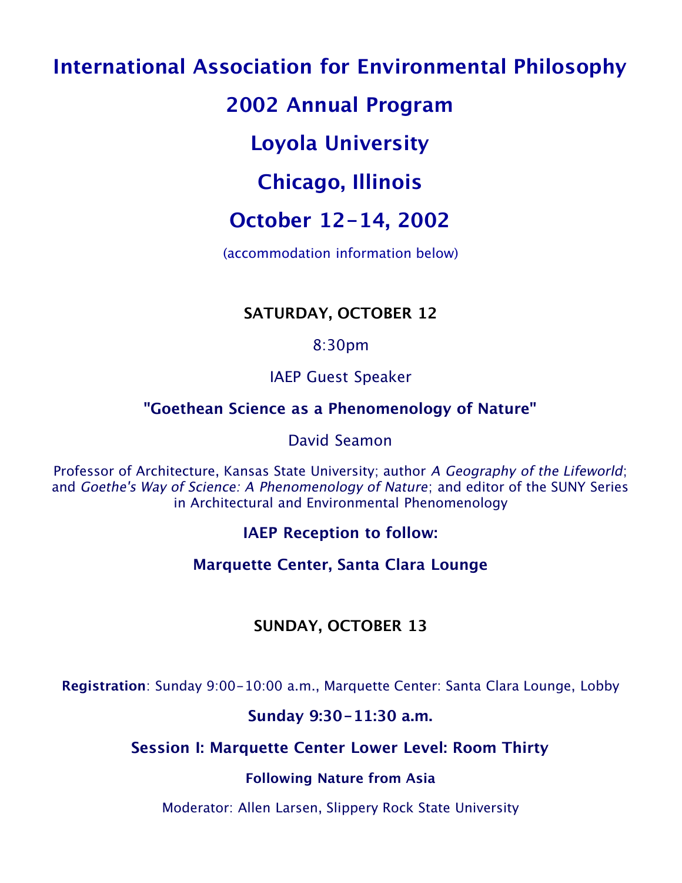# International Association for Environmental Philosophy

# 2002 Annual Program

# Loyola University

# Chicago, Illinois

# October 12-14, 2002

(accommodation information below)

## SATURDAY, OCTOBER 12

8:30pm

IAEP Guest Speaker

**"Goethean Science as a Phenomenology of Nature"**

David Seamon

Professor of Architecture, Kansas State University; author *A Geography of the Lifeworld*; and *Goethe's Way of Science: A Phenomenology of Nature*; and editor of the SUNY Series in Architectural and Environmental Phenomenology

**IAEP Reception to follow:**

**Marquette Center, Santa Clara Lounge**

## SUNDAY, OCTOBER 13

**Registration**: Sunday 9:00-10:00 a.m., Marquette Center: Santa Clara Lounge, Lobby

**Sunday 9:30-11:30 a.m.**

**Session I: Marquette Center Lower Level: Room Thirty**

**Following Nature from Asia**

Moderator: Allen Larsen, Slippery Rock State University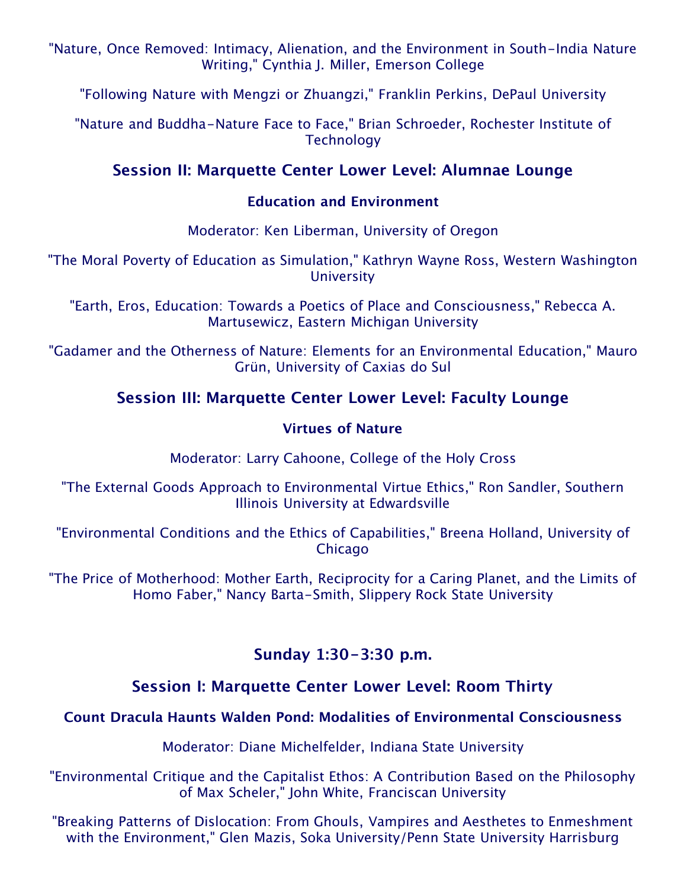"Nature, Once Removed: Intimacy, Alienation, and the Environment in South-India Nature Writing," Cynthia J. Miller, Emerson College

"Following Nature with Mengzi or Zhuangzi," Franklin Perkins, DePaul University

"Nature and Buddha-Nature Face to Face," Brian Schroeder, Rochester Institute of Technology

### Session II: Marquette Center Lower Level: Alumnae Lounge

#### Education and Environment

Moderator: Ken Liberman, University of Oregon

"The Moral Poverty of Education as Simulation," Kathryn Wayne Ross, Western Washington University

"Earth, Eros, Education: Towards a Poetics of Place and Consciousness," Rebecca A. Martusewicz, Eastern Michigan University

"Gadamer and the Otherness of Nature: Elements for an Environmental Education," Mauro Grün, University of Caxias do Sul

### Session III: Marquette Center Lower Level: Faculty Lounge

#### Virtues of Nature

Moderator: Larry Cahoone, College of the Holy Cross

"The External Goods Approach to Environmental Virtue Ethics," Ron Sandler, Southern Illinois University at Edwardsville

"Environmental Conditions and the Ethics of Capabilities," Breena Holland, University of Chicago

"The Price of Motherhood: Mother Earth, Reciprocity for a Caring Planet, and the Limits of Homo Faber," Nancy Barta-Smith, Slippery Rock State University

## Sunday 1:30-3:30 p.m.

### Session I: Marquette Center Lower Level: Room Thirty

#### Count Dracula Haunts Walden Pond: Modalities of Environmental Consciousness

Moderator: Diane Michelfelder, Indiana State University

"Environmental Critique and the Capitalist Ethos: A Contribution Based on the Philosophy of Max Scheler," John White, Franciscan University

"Breaking Patterns of Dislocation: From Ghouls, Vampires and Aesthetes to Enmeshment with the Environment," Glen Mazis, Soka University/Penn State University Harrisburg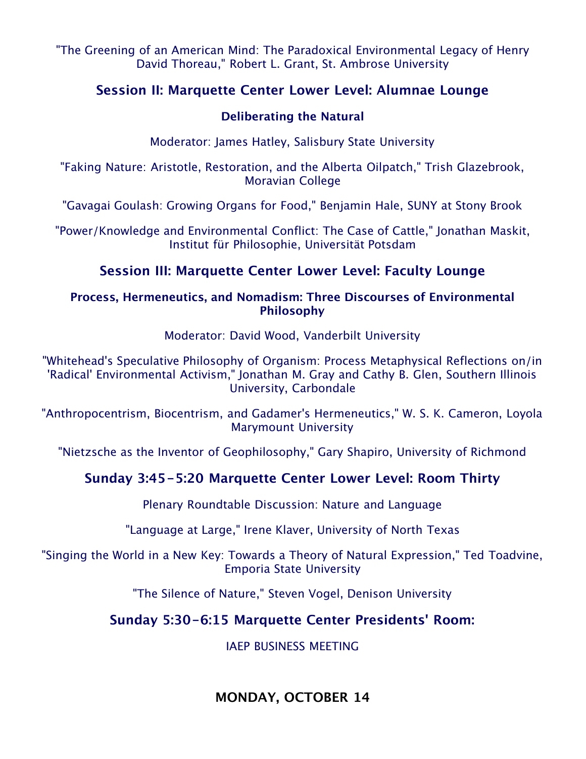"The Greening of an American Mind: The Paradoxical Environmental Legacy of Henry David Thoreau," Robert L. Grant, St. Ambrose University

### Session II: Marquette Center Lower Level: Alumnae Lounge

#### Deliberating the Natural

Moderator: James Hatley, Salisbury State University

"Faking Nature: Aristotle, Restoration, and the Alberta Oilpatch," Trish Glazebrook, Moravian College

"Gavagai Goulash: Growing Organs for Food," Benjamin Hale, SUNY at Stony Brook

"Power/Knowledge and Environmental Conflict: The Case of Cattle," Jonathan Maskit, Institut für Philosophie, Universität Potsdam

### Session III: Marquette Center Lower Level: Faculty Lounge

#### Process, Hermeneutics, and Nomadism: Three Discourses of Environmental Philosophy

Moderator: David Wood, Vanderbilt University

"Whitehead's Speculative Philosophy of Organism: Process Metaphysical Reflections on/in 'Radical' Environmental Activism," Jonathan M. Gray and Cathy B. Glen, Southern Illinois University, Carbondale

"Anthropocentrism, Biocentrism, and Gadamer's Hermeneutics," W. S. K. Cameron, Loyola Marymount University

"Nietzsche as the Inventor of Geophilosophy," Gary Shapiro, University of Richmond

### Sunday 3:45-5:20 Marquette Center Lower Level: Room Thirty

Plenary Roundtable Discussion: Nature and Language

"Language at Large," Irene Klaver, University of North Texas

"Singing the World in a New Key: Towards a Theory of Natural Expression," Ted Toadvine, Emporia State University

"The Silence of Nature," Steven Vogel, Denison University

### Sunday 5:30-6:15 Marquette Center Presidents' Room:

IAEP BUSINESS MEETING

## MONDAY, OCTOBER 14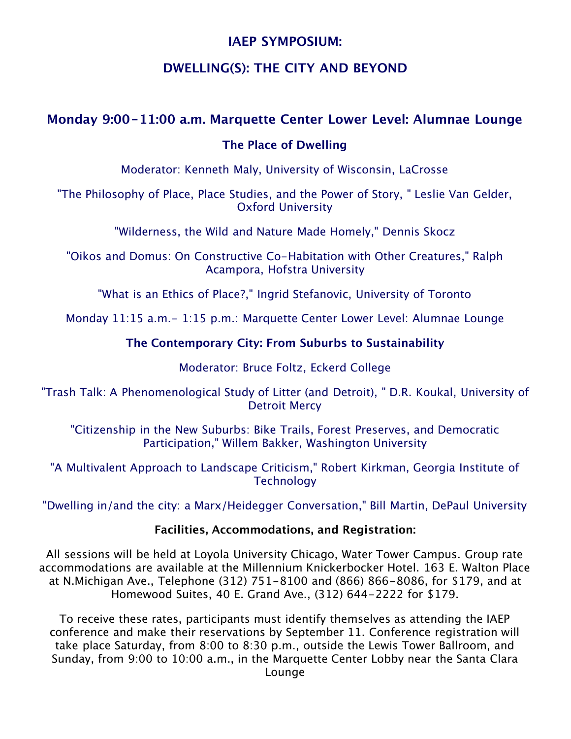# IAEP SYMPOSIUM:

# DWELLING(S): THE CITY AND BEYOND

## Monday 9:00-11:00 a.m. Marquette Center Lower Level: Alumnae Lounge

### The Place of Dwelling

Moderator: Kenneth Maly, University of Wisconsin, LaCrosse

"The Philosophy of Place, Place Studies, and the Power of Story, " Leslie Van Gelder, Oxford University

"Wilderness, the Wild and Nature Made Homely," Dennis Skocz

"Oikos and Domus: On Constructive Co-Habitation with Other Creatures," Ralph Acampora, Hofstra University

"What is an Ethics of Place?," Ingrid Stefanovic, University of Toronto

Monday 11:15 a.m.- 1:15 p.m.: Marquette Center Lower Level: Alumnae Lounge

### The Contemporary City: From Suburbs to Sustainability

Moderator: Bruce Foltz, Eckerd College

"Trash Talk: A Phenomenological Study of Litter (and Detroit), " D.R. Koukal, University of Detroit Mercy

"Citizenship in the New Suburbs: Bike Trails, Forest Preserves, and Democratic Participation," Willem Bakker, Washington University

"A Multivalent Approach to Landscape Criticism," Robert Kirkman, Georgia Institute of Technology

"Dwelling in/and the city: a Marx/Heidegger Conversation," Bill Martin, DePaul University

**Facilities, Accommodations, and Registration:**

All sessions will be held at Loyola University Chicago, Water Tower Campus. Group rate accommodations are available at the Millennium Knickerbocker Hotel. 163 E. Walton Place at N.Michigan Ave., Telephone (312) 751-8100 and (866) 866-8086, for $179, and at Homewood Suites, 40 E. Grand Ave., (312) 644-2222 for $179.

To receive these rates, participants must identify themselves as attending the IAEP conference and make their reservations by September 11. Conference registration will take place Saturday, from 8:00 to 8:30 p.m., outside the Lewis Tower Ballroom, and Sunday, from 9:00 to 10:00 a.m., in the Marquette Center Lobby near the Santa Clara Lounge